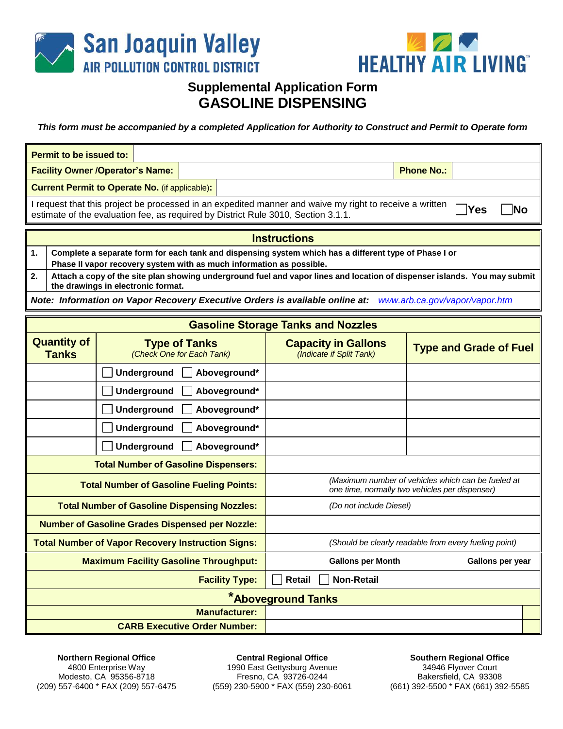San Joaquin Valley
AIR POLLUTION CONTROL DISTRICT

HEALTHY AIR LIVING™

# Supplemental Application Form
# GASOLINE DISPENSING

***This form must be accompanied by a completed Application for Authority to Construct and Permit to Operate form***

| **Permit to be issued to:** | | | |
|---|---|---|---|
| **Facility Owner /Operator's Name:** | | **Phone No.:** | |
| **Current Permit to Operate No.** (if applicable)**:** | | | |
| I request that this project be processed in an expedited manner and waive my right to receive a written estimate of the evaluation fee, as required by District Rule 3010, Section 3.1.1. | | ☐ **Yes** | ☐ **No** |

| **Instructions** | |
|---|---|
| **1.** | **Complete a separate form for each tank and dispensing system which has a different type of Phase I or Phase II vapor recovery system with as much information as possible.** |
| **2.** | **Attach a copy of the site plan showing underground fuel and vapor lines and location of dispenser islands. You may submit the drawings in electronic format.** |

***Note: Information on Vapor Recovery Executive Orders is available online at:*** *www.arb.ca.gov/vapor/vapor.htm*

| **Gasoline Storage Tanks and Nozzles** | | | |
|---|---|---|---|
| **Quantity of Tanks** | **Type of Tanks** *(Check One for Each Tank)* | **Capacity in Gallons** *(Indicate if Split Tank)* | **Type and Grade of Fuel** |
| | ☐ **Underground** ☐ **Aboveground*** | | |
| | ☐ **Underground** ☐ **Aboveground*** | | |
| | ☐ **Underground** ☐ **Aboveground*** | | |
| | ☐ **Underground** ☐ **Aboveground*** | | |
| | ☐ **Underground** ☐ **Aboveground*** | | |
| **Total Number of Gasoline Dispensers:** | | | |
| **Total Number of Gasoline Fueling Points:** | | *(Maximum number of vehicles which can be fueled at one time, normally two vehicles per dispenser)* | |
| **Total Number of Gasoline Dispensing Nozzles:** | | *(Do not include Diesel)* | |
| **Number of Gasoline Grades Dispensed per Nozzle:** | | | |
| **Total Number of Vapor Recovery Instruction Signs:** | | *(Should be clearly readable from every fueling point)* | |
| **Maximum Facility Gasoline Throughput:** | | **Gallons per Month** | **Gallons per year** |
| **Facility Type:** | | ☐ **Retail** ☐ **Non-Retail** | |
| ***Aboveground Tanks** | | | |
| **Manufacturer:** | | | |
| **CARB Executive Order Number:** | | | |

**Northern Regional Office**
4800 Enterprise Way
Modesto, CA 95356-8718
(209) 557-6400 * FAX (209) 557-6475

**Central Regional Office**
1990 East Gettysburg Avenue
Fresno, CA 93726-0244
(559) 230-5900 * FAX (559) 230-6061

**Southern Regional Office**
34946 Flyover Court
Bakersfield, CA 93308
(661) 392-5500 * FAX (661) 392-5585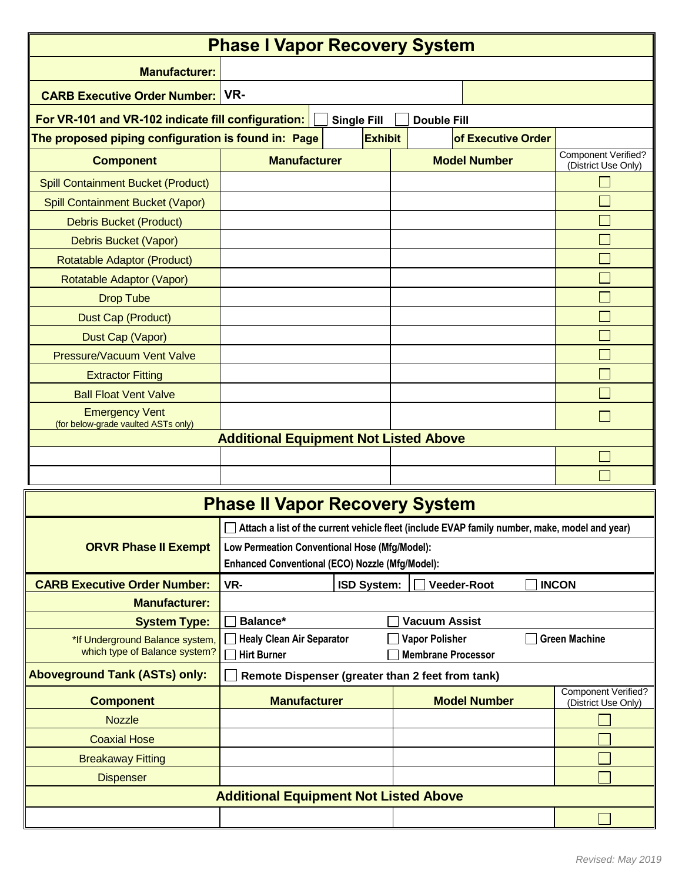## Phase I Vapor Recovery System

| | | | |
|---|---|---|---|
| **Manufacturer:** | | | |
| **CARB Executive Order Number:** | VR- | | |
| **For VR-101 and VR-102 indicate fill configuration:** | ☐ Single Fill ☐ Double Fill | | |
| **The proposed piping configuration is found in: Page** | **Exhibit** | **of Executive Order** | |
| **Component** | **Manufacturer** | **Model Number** | Component Verified? (District Use Only) |
| Spill Containment Bucket (Product) | | | ☐ |
| Spill Containment Bucket (Vapor) | | | ☐ |
| Debris Bucket (Product) | | | ☐ |
| Debris Bucket (Vapor) | | | ☐ |
| Rotatable Adaptor (Product) | | | ☐ |
| Rotatable Adaptor (Vapor) | | | ☐ |
| Drop Tube | | | ☐ |
| Dust Cap (Product) | | | ☐ |
| Dust Cap (Vapor) | | | ☐ |
| Pressure/Vacuum Vent Valve | | | ☐ |
| Extractor Fitting | | | ☐ |
| Ball Float Vent Valve | | | ☐ |
| Emergency Vent (for below-grade vaulted ASTs only) | | | ☐ |
| **Additional Equipment Not Listed Above** | | | |
| | | | ☐ |
| | | | ☐ |

## Phase II Vapor Recovery System

| | | | |
|---|---|---|---|
| **ORVR Phase II Exempt** | ☐ Attach a list of the current vehicle fleet (include EVAP family number, make, model and year) | | |
| | Low Permeation Conventional Hose (Mfg/Model): | | |
| | Enhanced Conventional (ECO) Nozzle (Mfg/Model): | | |
| **CARB Executive Order Number:** | VR- | **ISD System:** ☐ Veeder-Root ☐ INCON | |
| **Manufacturer:** | | | |
| **System Type:** | ☐ Balance* ☐ Vacuum Assist | | |
| *If Underground Balance system, which type of Balance system? | ☐ Healy Clean Air Separator ☐ Vapor Polisher ☐ Green Machine ☐ Hirt Burner ☐ Membrane Processor | | |
| **Aboveground Tank (ASTs) only:** | ☐ Remote Dispenser (greater than 2 feet from tank) | | |
| **Component** | **Manufacturer** | **Model Number** | Component Verified? (District Use Only) |
| Nozzle | | | ☐ |
| Coaxial Hose | | | ☐ |
| Breakaway Fitting | | | ☐ |
| Dispenser | | | ☐ |
| **Additional Equipment Not Listed Above** | | | |
| | | | ☐ |

*Revised: May 2019*